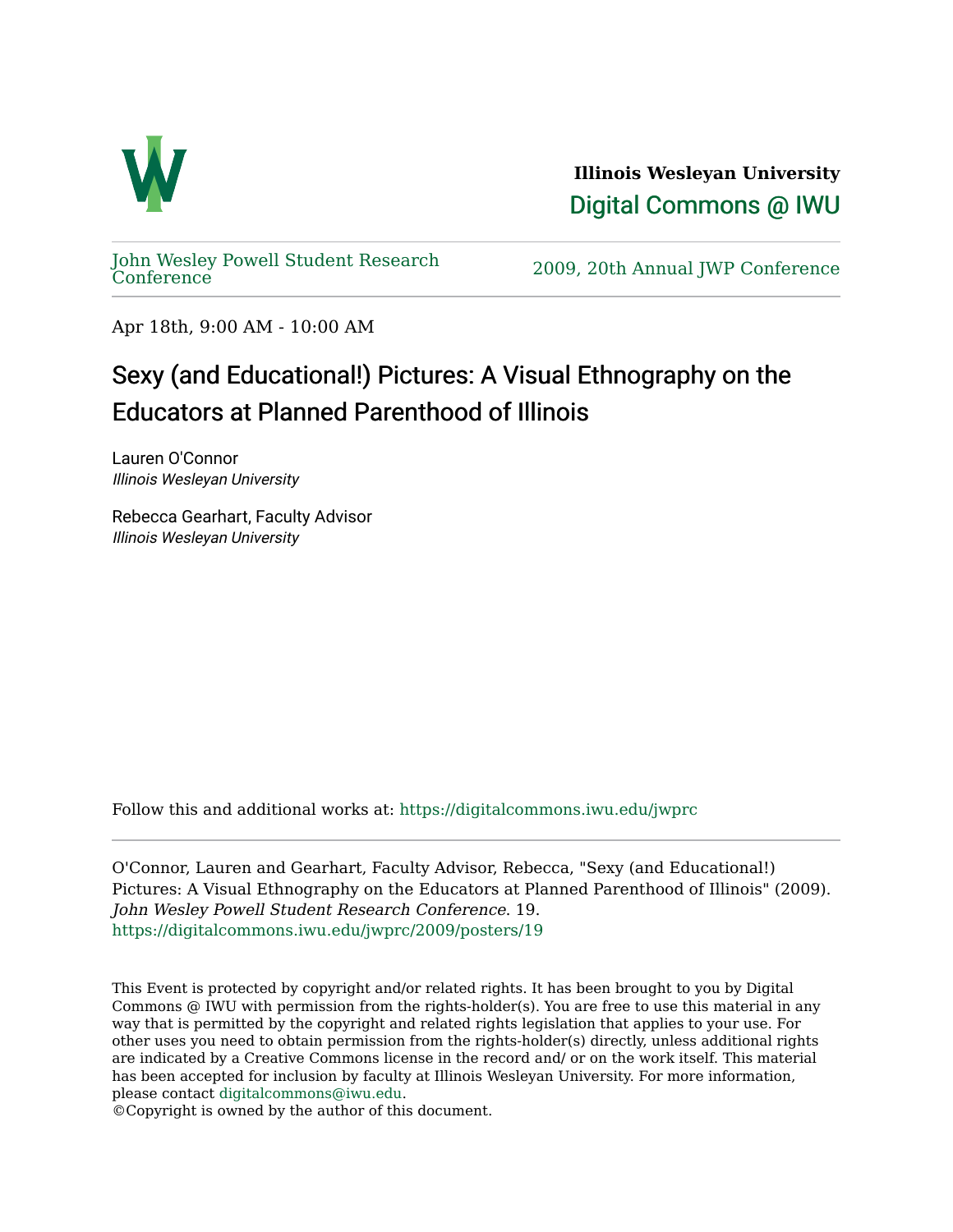Illinois Wesleyan University

Digital Commons @ IWU

John Wesley Powell Student Research Conference

2009, 20th Annual JWP Conference

Apr 18th, 9:00 AM - 10:00 AM

# Sexy (and Educational!) Pictures: A Visual Ethnography on the Educators at Planned Parenthood of Illinois

Lauren O'Connor
*Illinois Wesleyan University*

Rebecca Gearhart, Faculty Advisor
*Illinois Wesleyan University*

Follow this and additional works at: https://digitalcommons.iwu.edu/jwprc

O'Connor, Lauren and Gearhart, Faculty Advisor, Rebecca, "Sexy (and Educational!) Pictures: A Visual Ethnography on the Educators at Planned Parenthood of Illinois" (2009). *John Wesley Powell Student Research Conference*. 19.
https://digitalcommons.iwu.edu/jwprc/2009/posters/19

This Event is protected by copyright and/or related rights. It has been brought to you by Digital Commons @ IWU with permission from the rights-holder(s). You are free to use this material in any way that is permitted by the copyright and related rights legislation that applies to your use. For other uses you need to obtain permission from the rights-holder(s) directly, unless additional rights are indicated by a Creative Commons license in the record and/ or on the work itself. This material has been accepted for inclusion by faculty at Illinois Wesleyan University. For more information, please contact digitalcommons@iwu.edu.
©Copyright is owned by the author of this document.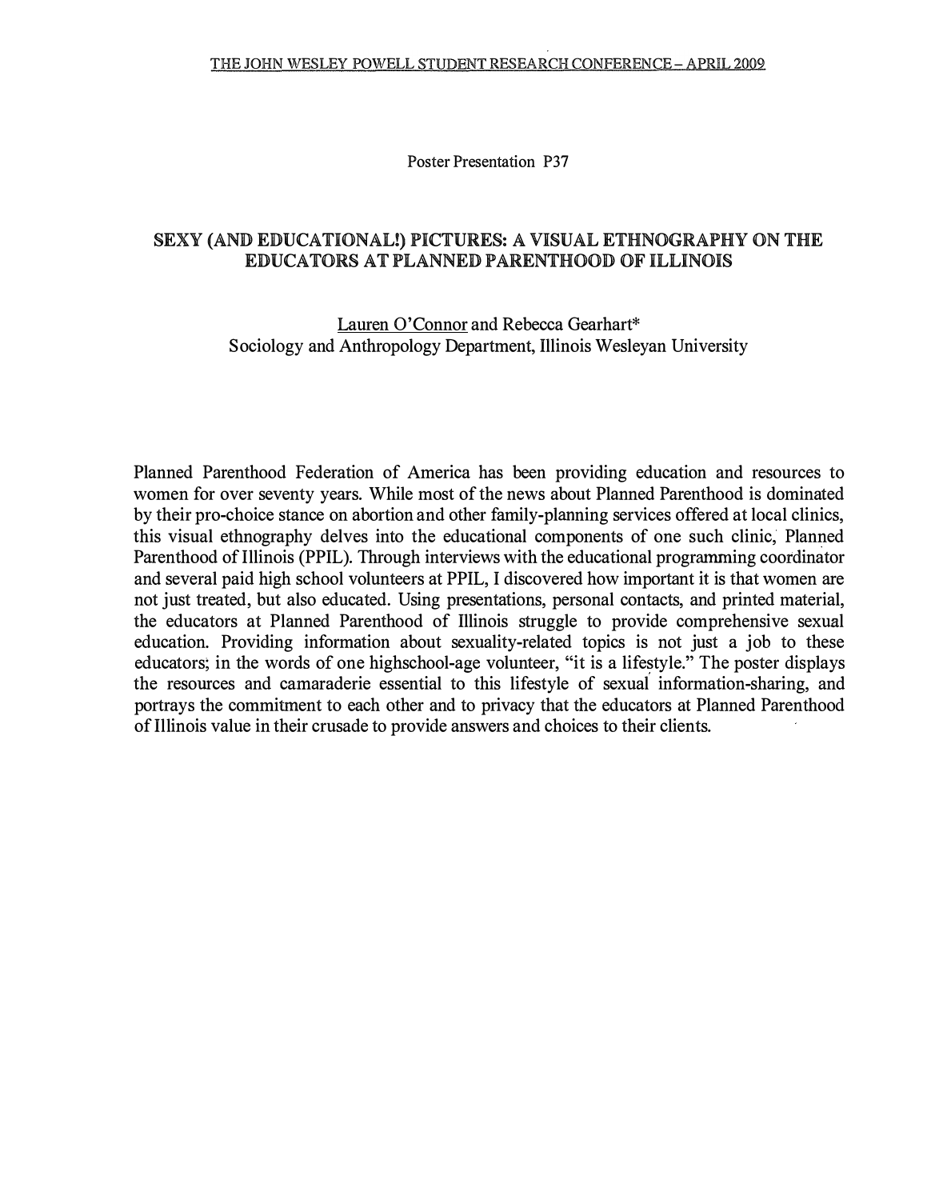Poster Presentation P37

## SEXY (AND EDUCATIONAL!) PICTURES: A VISUAL ETHNOGRAPHY ON THE EDUCATORS AT PLANNED PARENTHOOD OF ILLINOIS

Lauren O'Connor and Rebecca Gearhart*
Sociology and Anthropology Department, Illinois Wesleyan University

Planned Parenthood Federation of America has been providing education and resources to women for over seventy years. While most of the news about Planned Parenthood is dominated by their pro-choice stance on abortion and other family-planning services offered at local clinics, this visual ethnography delves into the educational components of one such clinic, Planned Parenthood of Illinois (PPIL). Through interviews with the educational programming coordinator and several paid high school volunteers at PPIL, I discovered how important it is that women are not just treated, but also educated. Using presentations, personal contacts, and printed material, the educators at Planned Parenthood of Illinois struggle to provide comprehensive sexual education. Providing information about sexuality-related topics is not just a job to these educators; in the words of one highschool-age volunteer, "it is a lifestyle." The poster displays the resources and camaraderie essential to this lifestyle of sexual information-sharing, and portrays the commitment to each other and to privacy that the educators at Planned Parenthood of Illinois value in their crusade to provide answers and choices to their clients.